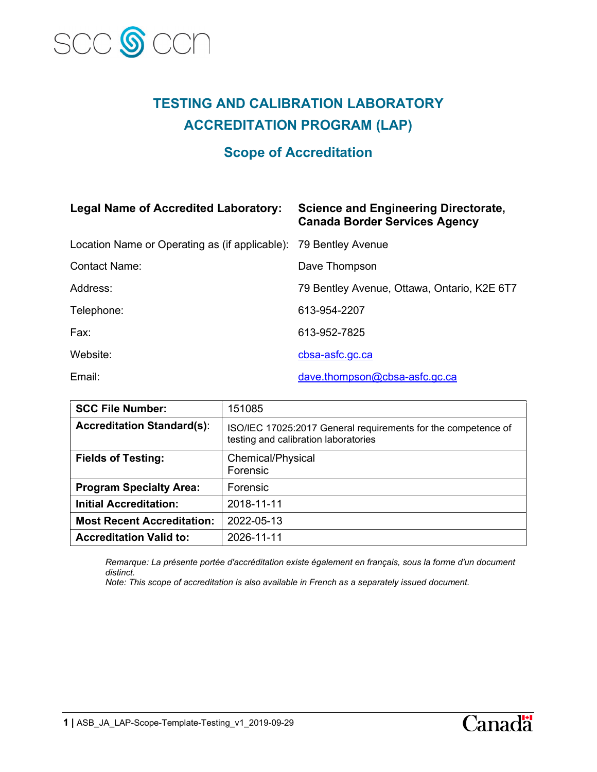SCC CCN

# TESTING AND CALIBRATION LABORATORY ACCREDITATION PROGRAM (LAP)

## Scope of Accreditation

| | |
|---|---|
| **Legal Name of Accredited Laboratory:** | **Science and Engineering Directorate, Canada Border Services Agency** |
| Location Name or Operating as (if applicable): | 79 Bentley Avenue |
| Contact Name: | Dave Thompson |
| Address: | 79 Bentley Avenue, Ottawa, Ontario, K2E 6T7 |
| Telephone: | 613-954-2207 |
| Fax: | 613-952-7825 |
| Website: | cbsa-asfc.gc.ca |
| Email: | dave.thompson@cbsa-asfc.gc.ca |

| | |
|---|---|
| **SCC File Number:** | 151085 |
| **Accreditation Standard(s)**: | ISO/IEC 17025:2017 General requirements for the competence of testing and calibration laboratories |
| **Fields of Testing:** | Chemical/Physical<br>Forensic |
| **Program Specialty Area:** | Forensic |
| **Initial Accreditation:** | 2018-11-11 |
| **Most Recent Accreditation:** | 2022-05-13 |
| **Accreditation Valid to:** | 2026-11-11 |

*Remarque: La présente portée d'accréditation existe également en français, sous la forme d'un document distinct.*
*Note: This scope of accreditation is also available in French as a separately issued document.*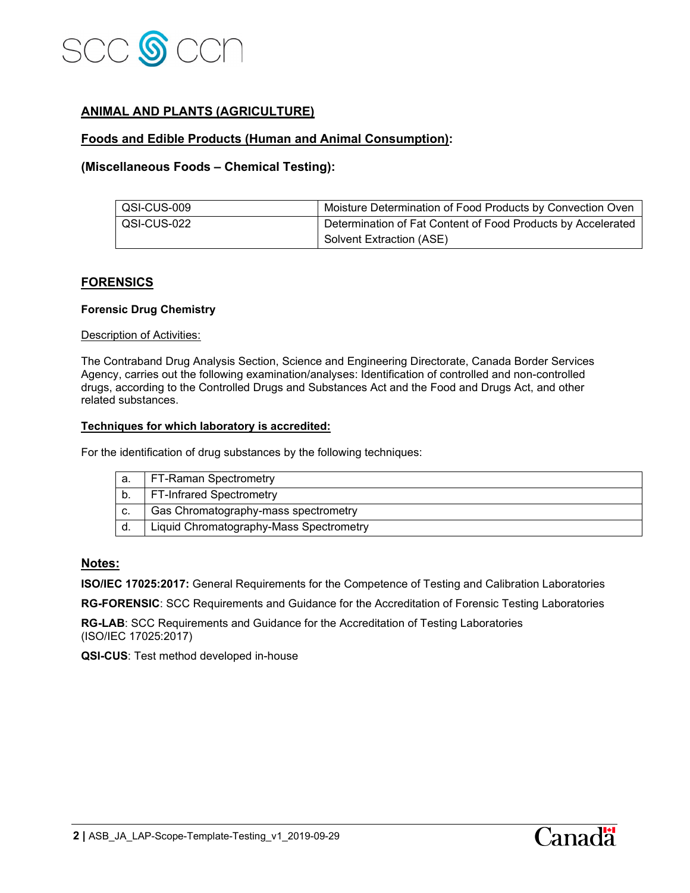## ANIMAL AND PLANTS (AGRICULTURE)

### Foods and Edible Products (Human and Animal Consumption):

### (Miscellaneous Foods – Chemical Testing):

| | |
|---|---|
| QSI-CUS-009 | Moisture Determination of Food Products by Convection Oven |
| QSI-CUS-022 | Determination of Fat Content of Food Products by Accelerated Solvent Extraction (ASE) |

## FORENSICS

**Forensic Drug Chemistry**

Description of Activities:

The Contraband Drug Analysis Section, Science and Engineering Directorate, Canada Border Services Agency, carries out the following examination/analyses: Identification of controlled and non-controlled drugs, according to the Controlled Drugs and Substances Act and the Food and Drugs Act, and other related substances.

**Techniques for which laboratory is accredited:**

For the identification of drug substances by the following techniques:

| | |
|---|---|
| a. | FT-Raman Spectrometry |
| b. | FT-Infrared Spectrometry |
| c. | Gas Chromatography-mass spectrometry |
| d. | Liquid Chromatography-Mass Spectrometry |

## Notes:

**ISO/IEC 17025:2017:** General Requirements for the Competence of Testing and Calibration Laboratories

**RG-FORENSIC**: SCC Requirements and Guidance for the Accreditation of Forensic Testing Laboratories

**RG-LAB**: SCC Requirements and Guidance for the Accreditation of Testing Laboratories (ISO/IEC 17025:2017)

**QSI-CUS**: Test method developed in-house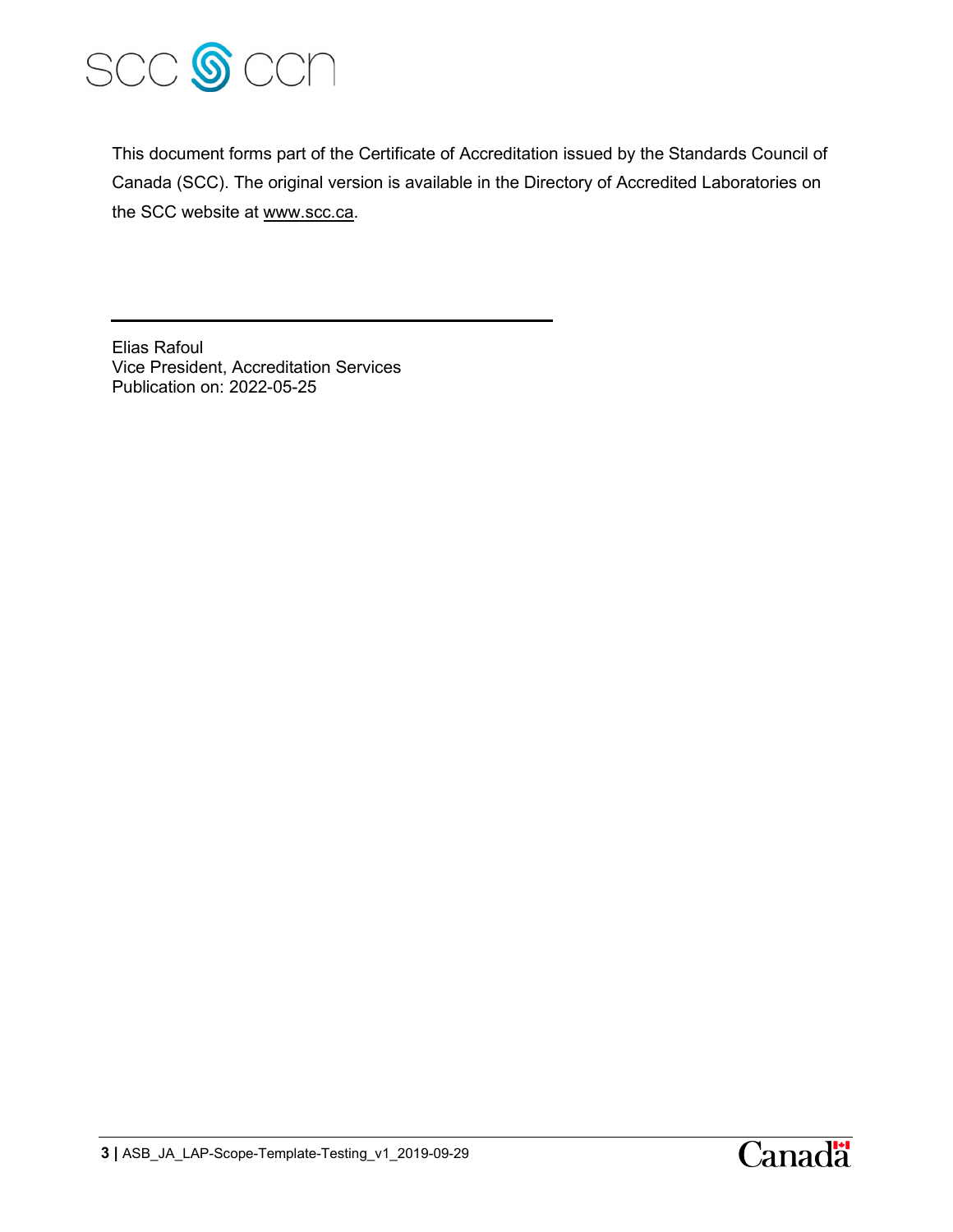This document forms part of the Certificate of Accreditation issued by the Standards Council of Canada (SCC). The original version is available in the Directory of Accredited Laboratories on the SCC website at www.scc.ca.

---

Elias Rafoul
Vice President, Accreditation Services
Publication on: 2022-05-25